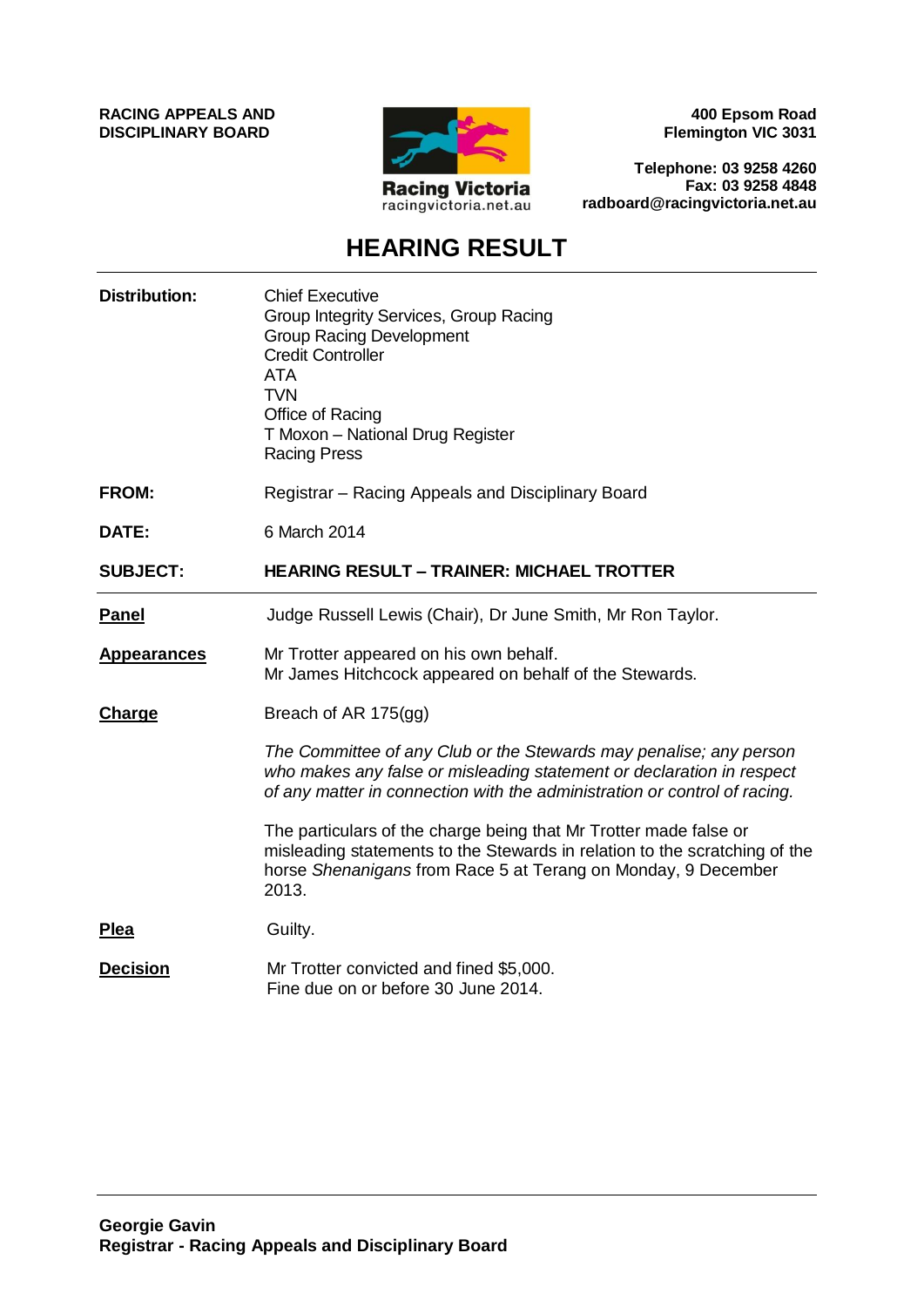**RACING APPEALS AND DISCIPLINARY BOARD**

Racing Victoria
racingvictoria.net.au

**400 Epsom Road**
**Flemington VIC 3031**

**Telephone: 03 9258 4260**
**Fax: 03 9258 4848**
**radboard@racingvictoria.net.au**

# HEARING RESULT

**Distribution:** Chief Executive
Group Integrity Services, Group Racing
Group Racing Development
Credit Controller
ATA
TVN
Office of Racing
T Moxon – National Drug Register
Racing Press

**FROM:** Registrar – Racing Appeals and Disciplinary Board

**DATE:** 6 March 2014

**SUBJECT:** **HEARING RESULT – TRAINER: MICHAEL TROTTER**

---

**Panel**
Judge Russell Lewis (Chair), Dr June Smith, Mr Ron Taylor.

**Appearances**
Mr Trotter appeared on his own behalf.
Mr James Hitchcock appeared on behalf of the Stewards.

**Charge**
Breach of AR 175(gg)

*The Committee of any Club or the Stewards may penalise; any person who makes any false or misleading statement or declaration in respect of any matter in connection with the administration or control of racing.*

The particulars of the charge being that Mr Trotter made false or misleading statements to the Stewards in relation to the scratching of the horse *Shenanigans* from Race 5 at Terang on Monday, 9 December 2013.

**Plea**
Guilty.

**Decision**
Mr Trotter convicted and fined $5,000.
Fine due on or before 30 June 2014.

---

**Georgie Gavin**
**Registrar - Racing Appeals and Disciplinary Board**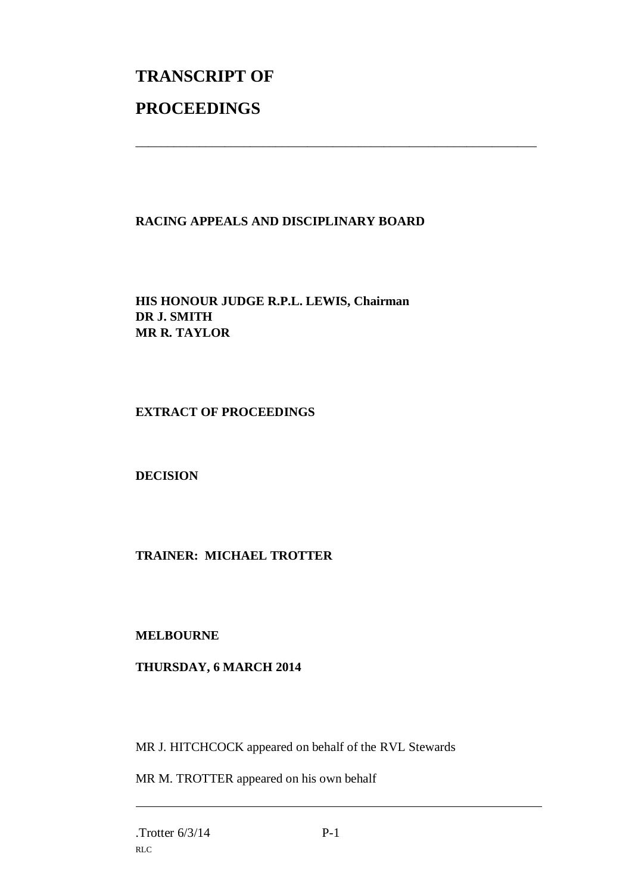# TRANSCRIPT OF

# PROCEEDINGS

---

**RACING APPEALS AND DISCIPLINARY BOARD**

**HIS HONOUR JUDGE R.P.L. LEWIS, Chairman**
**DR J. SMITH**
**MR R. TAYLOR**

**EXTRACT OF PROCEEDINGS**

**DECISION**

**TRAINER: MICHAEL TROTTER**

**MELBOURNE**

**THURSDAY, 6 MARCH 2014**

MR J. HITCHCOCK appeared on behalf of the RVL Stewards

MR M. TROTTER appeared on his own behalf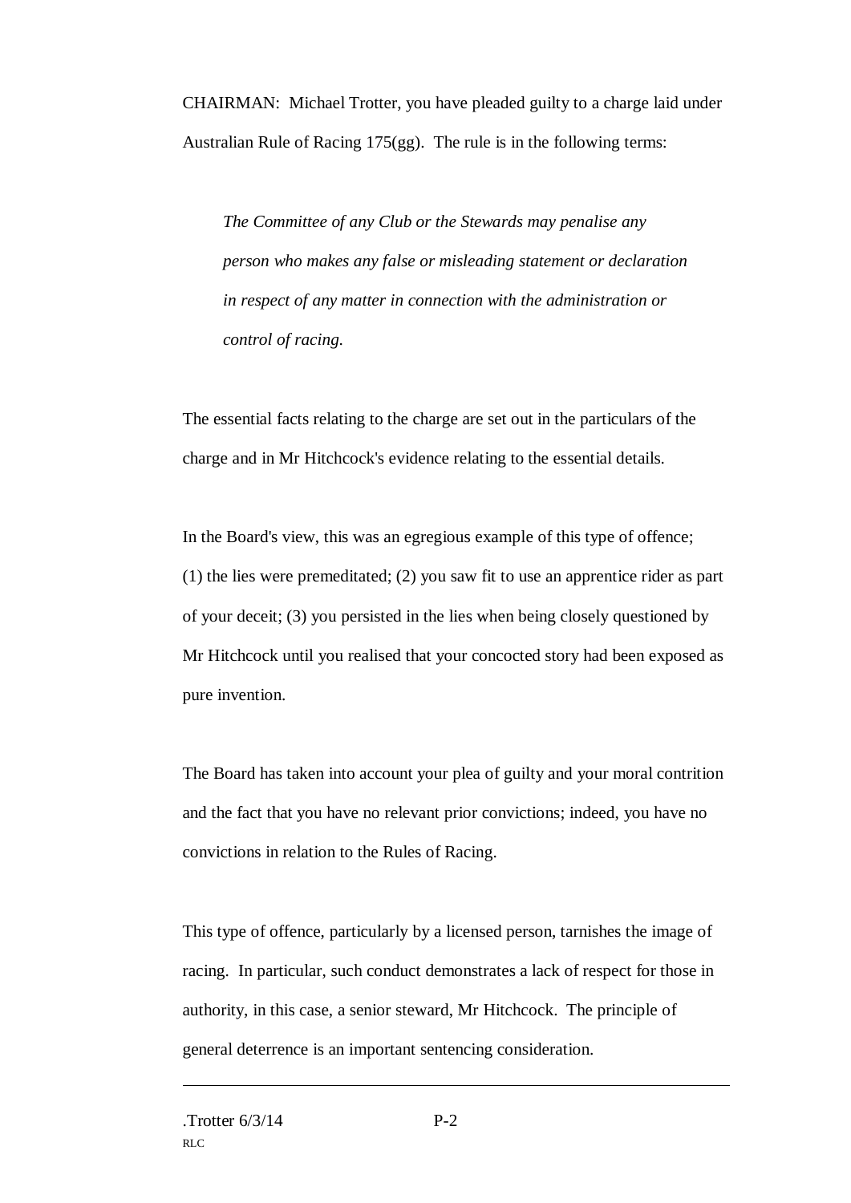CHAIRMAN: Michael Trotter, you have pleaded guilty to a charge laid under Australian Rule of Racing 175(gg). The rule is in the following terms:

> *The Committee of any Club or the Stewards may penalise any person who makes any false or misleading statement or declaration in respect of any matter in connection with the administration or control of racing.*

The essential facts relating to the charge are set out in the particulars of the charge and in Mr Hitchcock's evidence relating to the essential details.

In the Board's view, this was an egregious example of this type of offence; (1) the lies were premeditated; (2) you saw fit to use an apprentice rider as part of your deceit; (3) you persisted in the lies when being closely questioned by Mr Hitchcock until you realised that your concocted story had been exposed as pure invention.

The Board has taken into account your plea of guilty and your moral contrition and the fact that you have no relevant prior convictions; indeed, you have no convictions in relation to the Rules of Racing.

This type of offence, particularly by a licensed person, tarnishes the image of racing. In particular, such conduct demonstrates a lack of respect for those in authority, in this case, a senior steward, Mr Hitchcock. The principle of general deterrence is an important sentencing consideration.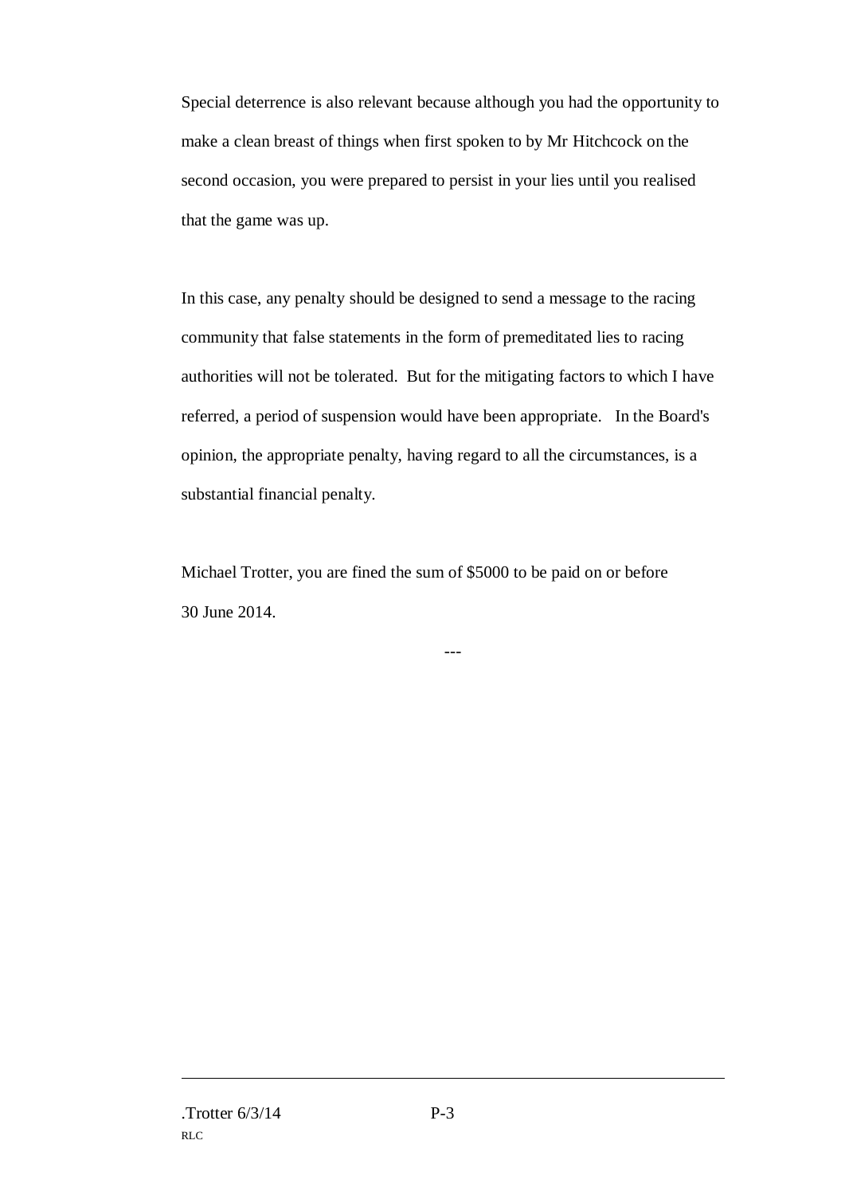Special deterrence is also relevant because although you had the opportunity to make a clean breast of things when first spoken to by Mr Hitchcock on the second occasion, you were prepared to persist in your lies until you realised that the game was up.

In this case, any penalty should be designed to send a message to the racing community that false statements in the form of premeditated lies to racing authorities will not be tolerated. But for the mitigating factors to which I have referred, a period of suspension would have been appropriate. In the Board's opinion, the appropriate penalty, having regard to all the circumstances, is a substantial financial penalty.

Michael Trotter, you are fined the sum of $5000 to be paid on or before 30 June 2014.

---